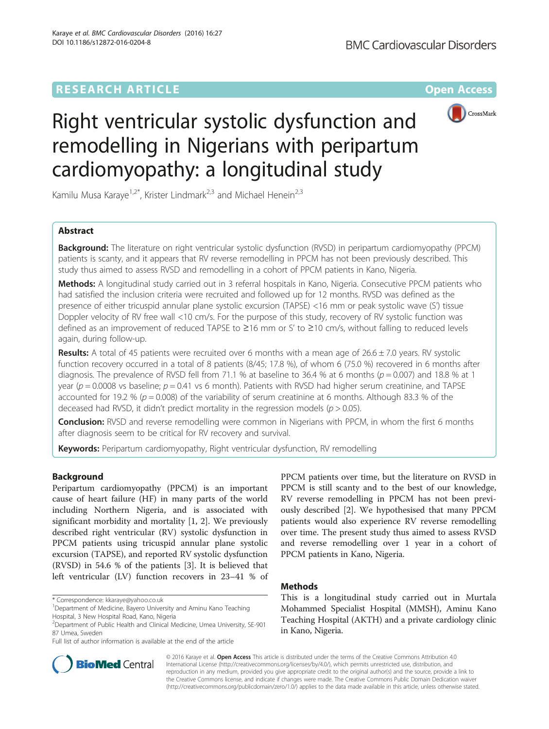RESEARCH ARTICLE

Open Access

# Right ventricular systolic dysfunction and remodelling in Nigerians with peripartum cardiomyopathy: a longitudinal study

Kamilu Musa Karaye[1,2*], Krister Lindmark[2,3] and Michael Henein[2,3]

## Abstract

**Background:** The literature on right ventricular systolic dysfunction (RVSD) in peripartum cardiomyopathy (PPCM) patients is scanty, and it appears that RV reverse remodelling in PPCM has not been previously described. This study thus aimed to assess RVSD and remodelling in a cohort of PPCM patients in Kano, Nigeria.

**Methods:** A longitudinal study carried out in 3 referral hospitals in Kano, Nigeria. Consecutive PPCM patients who had satisfied the inclusion criteria were recruited and followed up for 12 months. RVSD was defined as the presence of either tricuspid annular plane systolic excursion (TAPSE) <16 mm or peak systolic wave (S') tissue Doppler velocity of RV free wall <10 cm/s. For the purpose of this study, recovery of RV systolic function was defined as an improvement of reduced TAPSE to ≥16 mm or S' to ≥10 cm/s, without falling to reduced levels again, during follow-up.

**Results:** A total of 45 patients were recruited over 6 months with a mean age of 26.6 ± 7.0 years. RV systolic function recovery occurred in a total of 8 patients (8/45; 17.8 %), of whom 6 (75.0 %) recovered in 6 months after diagnosis. The prevalence of RVSD fell from 71.1 % at baseline to 36.4 % at 6 months ($p = 0.007$) and 18.8 % at 1 year ($p = 0.0008$ vs baseline; $p = 0.41$ vs 6 months). Patients with RVSD had higher serum creatinine, and TAPSE accounted for 19.2 % ($p = 0.008$) of the variability of serum creatinine at 6 months. Although 83.3 % of the deceased had RVSD, it didn't predict mortality in the regression models ($p > 0.05$).

**Conclusion:** RVSD and reverse remodelling were common in Nigerians with PPCM, in whom the first 6 months after diagnosis seem to be critical for RV recovery and survival.

**Keywords:** Peripartum cardiomyopathy, Right ventricular dysfunction, RV remodelling

## Background

Peripartum cardiomyopathy (PPCM) is an important cause of heart failure (HF) in many parts of the world including Northern Nigeria, and is associated with significant morbidity and mortality [1, 2]. We previously described right ventricular (RV) systolic dysfunction in PPCM patients using tricuspid annular plane systolic excursion (TAPSE), and reported RV systolic dysfunction (RVSD) in 54.6 % of the patients [3]. It is believed that left ventricular (LV) function recovers in 23–41 % of PPCM patients over time, but the literature on RVSD in PPCM is still scanty and to the best of our knowledge, RV reverse remodelling in PPCM has not been previously described [2]. We hypothesised that many PPCM patients would also experience RV reverse remodelling over time. The present study thus aimed to assess RVSD and reverse remodelling over 1 year in a cohort of PPCM patients in Kano, Nigeria.

## Methods

This is a longitudinal study carried out in Murtala Mohammed Specialist Hospital (MMSH), Aminu Kano Teaching Hospital (AKTH) and a private cardiology clinic in Kano, Nigeria.

\* Correspondence: kkaraye@yahoo.co.uk
[1]Department of Medicine, Bayero University and Aminu Kano Teaching Hospital, 3 New Hospital Road, Kano, Nigeria
[2]Department of Public Health and Clinical Medicine, Umea University, SE-901 87 Umea, Sweden
Full list of author information is available at the end of the article

© 2016 Karaye et al. **Open Access** This article is distributed under the terms of the Creative Commons Attribution 4.0 International License (http://creativecommons.org/licenses/by/4.0/), which permits unrestricted use, distribution, and reproduction in any medium, provided you give appropriate credit to the original author(s) and the source, provide a link to the Creative Commons license, and indicate if changes were made. The Creative Commons Public Domain Dedication waiver (http://creativecommons.org/publicdomain/zero/1.0/) applies to the data made available in this article, unless otherwise stated.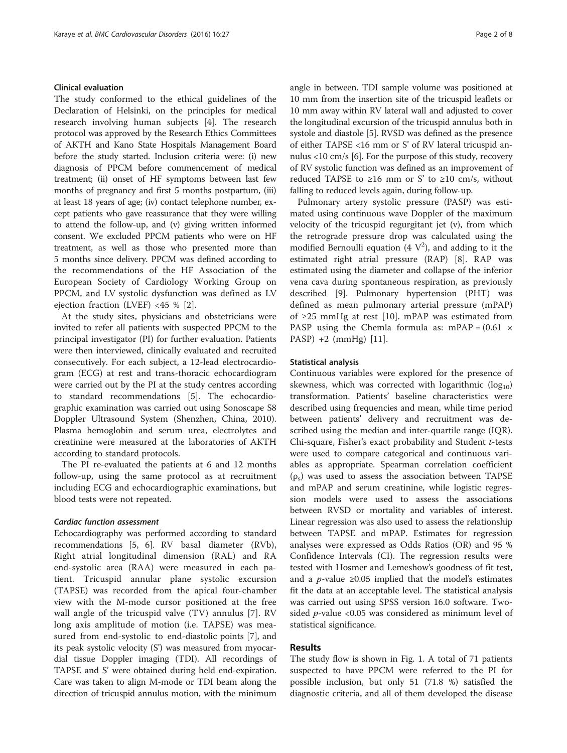### Clinical evaluation

The study conformed to the ethical guidelines of the Declaration of Helsinki, on the principles for medical research involving human subjects [4]. The research protocol was approved by the Research Ethics Committees of AKTH and Kano State Hospitals Management Board before the study started. Inclusion criteria were: (i) new diagnosis of PPCM before commencement of medical treatment; (ii) onset of HF symptoms between last few months of pregnancy and first 5 months postpartum, (iii) at least 18 years of age; (iv) contact telephone number, except patients who gave reassurance that they were willing to attend the follow-up, and (v) giving written informed consent. We excluded PPCM patients who were on HF treatment, as well as those who presented more than 5 months since delivery. PPCM was defined according to the recommendations of the HF Association of the European Society of Cardiology Working Group on PPCM, and LV systolic dysfunction was defined as LV ejection fraction (LVEF) <45 % [2].

At the study sites, physicians and obstetricians were invited to refer all patients with suspected PPCM to the principal investigator (PI) for further evaluation. Patients were then interviewed, clinically evaluated and recruited consecutively. For each subject, a 12-lead electrocardiogram (ECG) at rest and trans-thoracic echocardiogram were carried out by the PI at the study centres according to standard recommendations [5]. The echocardiographic examination was carried out using Sonoscape S8 Doppler Ultrasound System (Shenzhen, China, 2010). Plasma hemoglobin and serum urea, electrolytes and creatinine were measured at the laboratories of AKTH according to standard protocols.

The PI re-evaluated the patients at 6 and 12 months follow-up, using the same protocol as at recruitment including ECG and echocardiographic examinations, but blood tests were not repeated.

#### *Cardiac function assessment*

Echocardiography was performed according to standard recommendations [5, 6]. RV basal diameter (RVb), Right atrial longitudinal dimension (RAL) and RA end-systolic area (RAA) were measured in each patient. Tricuspid annular plane systolic excursion (TAPSE) was recorded from the apical four-chamber view with the M-mode cursor positioned at the free wall angle of the tricuspid valve (TV) annulus [7]. RV long axis amplitude of motion (i.e. TAPSE) was measured from end-systolic to end-diastolic points [7], and its peak systolic velocity (S') was measured from myocardial tissue Doppler imaging (TDI). All recordings of TAPSE and S' were obtained during held end-expiration. Care was taken to align M-mode or TDI beam along the direction of tricuspid annulus motion, with the minimum angle in between. TDI sample volume was positioned at 10 mm from the insertion site of the tricuspid leaflets or 10 mm away within RV lateral wall and adjusted to cover the longitudinal excursion of the tricuspid annulus both in systole and diastole [5]. RVSD was defined as the presence of either TAPSE <16 mm or S' of RV lateral tricuspid annulus <10 cm/s [6]. For the purpose of this study, recovery of RV systolic function was defined as an improvement of reduced TAPSE to ≥16 mm or S' to ≥10 cm/s, without falling to reduced levels again, during follow-up.

Pulmonary artery systolic pressure (PASP) was estimated using continuous wave Doppler of the maximum velocity of the tricuspid regurgitant jet (v), from which the retrograde pressure drop was calculated using the modified Bernoulli equation ($4\ V^2$), and adding to it the estimated right atrial pressure (RAP) [8]. RAP was estimated using the diameter and collapse of the inferior vena cava during spontaneous respiration, as previously described [9]. Pulmonary hypertension (PHT) was defined as mean pulmonary arterial pressure (mPAP) of ≥25 mmHg at rest [10]. mPAP was estimated from PASP using the Chemla formula as: $\text{mPAP} = (0.61 \times \text{PASP}) + 2$ (mmHg) [11].

### Statistical analysis

Continuous variables were explored for the presence of skewness, which was corrected with logarithmic ($\log_{10}$) transformation. Patients' baseline characteristics were described using frequencies and mean, while time period between patients' delivery and recruitment was described using the median and inter-quartile range (IQR). Chi-square, Fisher's exact probability and Student *t*-tests were used to compare categorical and continuous variables as appropriate. Spearman correlation coefficient ($\rho_s$) was used to assess the association between TAPSE and mPAP and serum creatinine, while logistic regression models were used to assess the associations between RVSD or mortality and variables of interest. Linear regression was also used to assess the relationship between TAPSE and mPAP. Estimates for regression analyses were expressed as Odds Ratios (OR) and 95 % Confidence Intervals (CI). The regression results were tested with Hosmer and Lemeshow's goodness of fit test, and a $p$-value ≥0.05 implied that the model's estimates fit the data at an acceptable level. The statistical analysis was carried out using SPSS version 16.0 software. Two-sided $p$-value <0.05 was considered as minimum level of statistical significance.

## Results

The study flow is shown in Fig. 1. A total of 71 patients suspected to have PPCM were referred to the PI for possible inclusion, but only 51 (71.8 %) satisfied the diagnostic criteria, and all of them developed the disease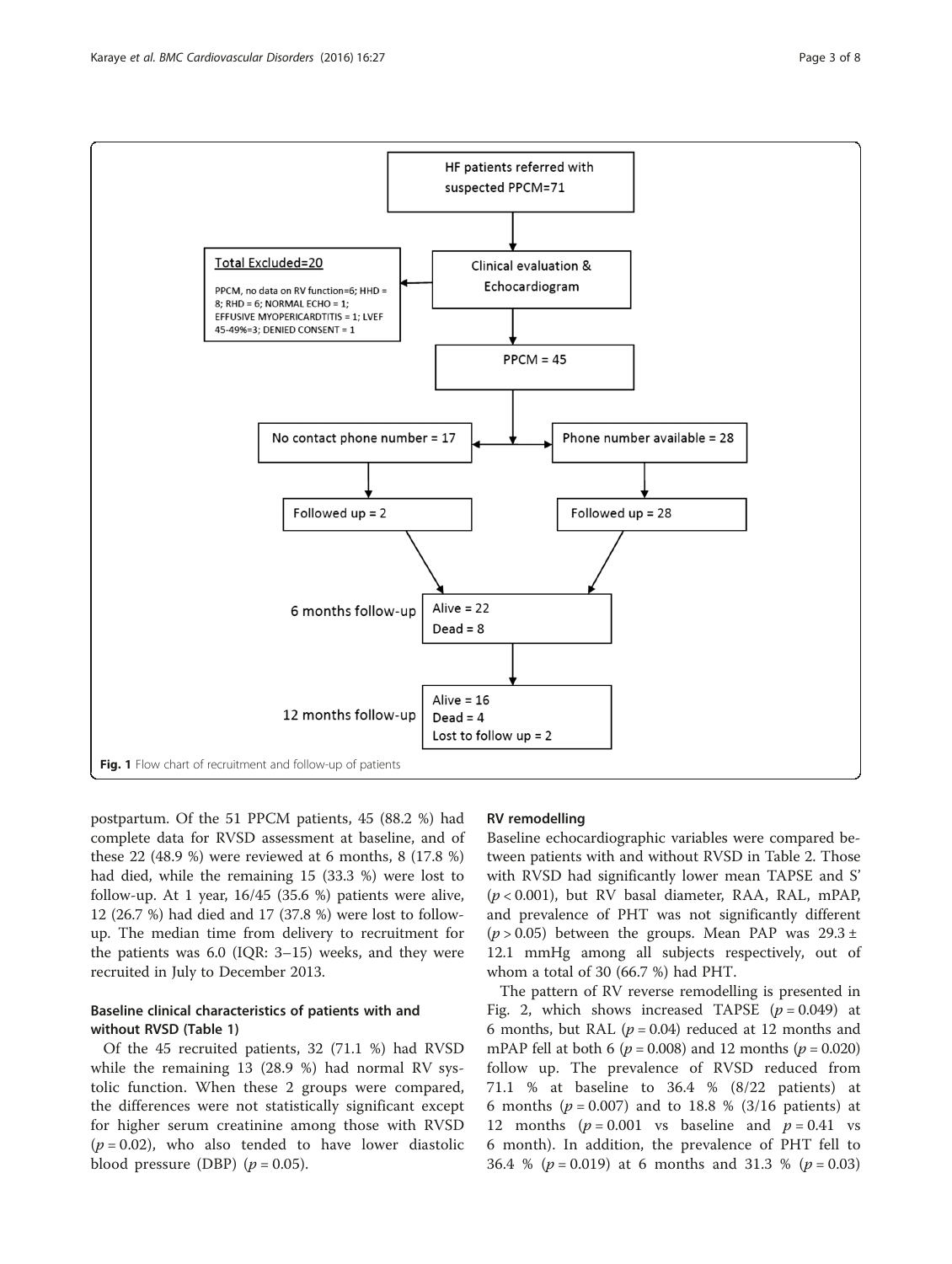HF patients referred with suspected PPCM=71

Clinical evaluation & Echocardiogram

Total Excluded=20

PPCM, no data on RV function=6; HHD = 8; RHD = 6; NORMAL ECHO = 1; EFFUSIVE MYOPERICARDTITIS = 1; LVEF 45-49%=3; DENIED CONSENT = 1

PPCM = 45

No contact phone number = 17

Phone number available = 28

Followed up = 2

Followed up = 28

6 months follow-up: Alive = 22, Dead = 8

12 months follow-up: Alive = 16, Dead = 4, Lost to follow up = 2

**Fig. 1** Flow chart of recruitment and follow-up of patients

postpartum. Of the 51 PPCM patients, 45 (88.2 %) had complete data for RVSD assessment at baseline, and of these 22 (48.9 %) were reviewed at 6 months, 8 (17.8 %) had died, while the remaining 15 (33.3 %) were lost to follow-up. At 1 year, 16/45 (35.6 %) patients were alive, 12 (26.7 %) had died and 17 (37.8 %) were lost to follow-up. The median time from delivery to recruitment for the patients was 6.0 (IQR: 3–15) weeks, and they were recruited in July to December 2013.

### Baseline clinical characteristics of patients with and without RVSD (Table 1)

Of the 45 recruited patients, 32 (71.1 %) had RVSD while the remaining 13 (28.9 %) had normal RV systolic function. When these 2 groups were compared, the differences were not statistically significant except for higher serum creatinine among those with RVSD ($p = 0.02$), who also tended to have lower diastolic blood pressure (DBP) ($p = 0.05$).

### RV remodelling

Baseline echocardiographic variables were compared between patients with and without RVSD in Table 2. Those with RVSD had significantly lower mean TAPSE and S' ($p < 0.001$), but RV basal diameter, RAA, RAL, mPAP, and prevalence of PHT was not significantly different ($p > 0.05$) between the groups. Mean PAP was 29.3 ± 12.1 mmHg among all subjects respectively, out of whom a total of 30 (66.7 %) had PHT.

The pattern of RV reverse remodelling is presented in Fig. 2, which shows increased TAPSE ($p = 0.049$) at 6 months, but RAL ($p = 0.04$) reduced at 12 months and mPAP fell at both 6 ($p = 0.008$) and 12 months ($p = 0.020$) follow up. The prevalence of RVSD reduced from 71.1 % at baseline to 36.4 % (8/22 patients) at 6 months ($p = 0.007$) and to 18.8 % (3/16 patients) at 12 months ($p = 0.001$ vs baseline and $p = 0.41$ vs 6 month). In addition, the prevalence of PHT fell to 36.4 % ($p = 0.019$) at 6 months and 31.3 % ($p = 0.03$)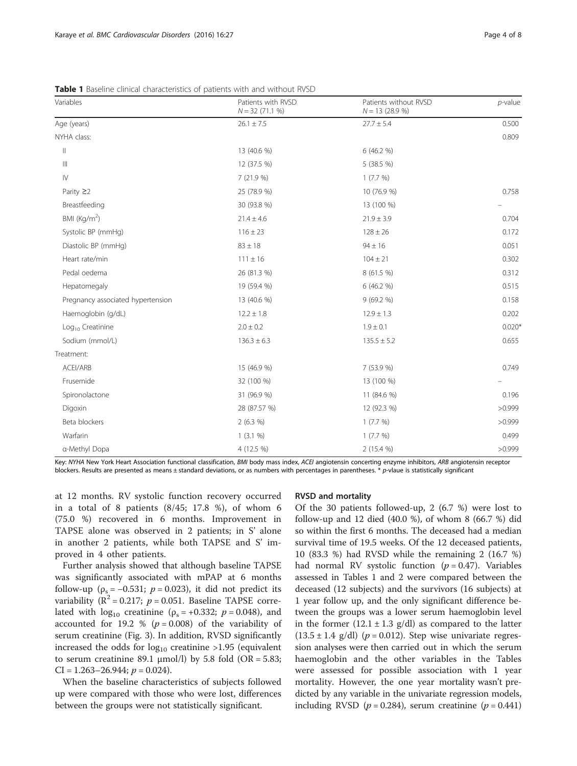**Table 1** Baseline clinical characteristics of patients with and without RVSD

| Variables | Patients with RVSD $N = 32$ (71.1 %) | Patients without RVSD $N = 13$ (28.9 %) | $p$-value |
|---|---|---|---|
| Age (years) | 26.1 ± 7.5 | 27.7 ± 5.4 | 0.500 |
| NYHA class: | | | 0.809 |
| II | 13 (40.6 %) | 6 (46.2 %) | |
| III | 12 (37.5 %) | 5 (38.5 %) | |
| IV | 7 (21.9 %) | 1 (7.7 %) | |
| Parity ≥2 | 25 (78.9 %) | 10 (76.9 %) | 0.758 |
| Breastfeeding | 30 (93.8 %) | 13 (100 %) | – |
| BMI (Kg/m$^2$) | 21.4 ± 4.6 | 21.9 ± 3.9 | 0.704 |
| Systolic BP (mmHg) | 116 ± 23 | 128 ± 26 | 0.172 |
| Diastolic BP (mmHg) | 83 ± 18 | 94 ± 16 | 0.051 |
| Heart rate/min | 111 ± 16 | 104 ± 21 | 0.302 |
| Pedal oedema | 26 (81.3 %) | 8 (61.5 %) | 0.312 |
| Hepatomegaly | 19 (59.4 %) | 6 (46.2 %) | 0.515 |
| Pregnancy associated hypertension | 13 (40.6 %) | 9 (69.2 %) | 0.158 |
| Haemoglobin (g/dL) | 12.2 ± 1.8 | 12.9 ± 1.3 | 0.202 |
| $Log_{10}$ Creatinine | 2.0 ± 0.2 | 1.9 ± 0.1 | 0.020* |
| Sodium (mmol/L) | 136.3 ± 6.3 | 135.5 ± 5.2 | 0.655 |
| Treatment: | | | |
| ACEI/ARB | 15 (46.9 %) | 7 (53.9 %) | 0.749 |
| Frusemide | 32 (100 %) | 13 (100 %) | – |
| Spironolactone | 31 (96.9 %) | 11 (84.6 %) | 0.196 |
| Digoxin | 28 (87.57 %) | 12 (92.3 %) | >0.999 |
| Beta blockers | 2 (6.3 %) | 1 (7.7 %) | >0.999 |
| Warfarin | 1 (3.1 %) | 1 (7.7 %) | 0.499 |
| α-Methyl Dopa | 4 (12.5 %) | 2 (15.4 %) | >0.999 |

Key: *NYHA* New York Heart Association functional classification, *BMI* body mass index, *ACEI* angiotensin concerting enzyme inhibitors, *ARB* angiotensin receptor blockers. Results are presented as means ± standard deviations, or as numbers with percentages in parentheses. * *p*-vlaue is statistically significant

at 12 months. RV systolic function recovery occurred in a total of 8 patients (8/45; 17.8 %), of whom 6 (75.0 %) recovered in 6 months. Improvement in TAPSE alone was observed in 2 patients; in S' alone in another 2 patients, while both TAPSE and S' improved in 4 other patients.

Further analysis showed that although baseline TAPSE was significantly associated with mPAP at 6 months follow-up ($\rho_s = -0.531$; $p = 0.023$), it did not predict its variability ($R^2 = 0.217$; $p = 0.051$. Baseline TAPSE correlated with $\log_{10}$ creatinine ($\rho_s = +0.332$; $p = 0.048$), and accounted for 19.2 % ($p = 0.008$) of the variability of serum creatinine (Fig. 3). In addition, RVSD significantly increased the odds for $\log_{10}$ creatinine >1.95 (equivalent to serum creatinine 89.1 μmol/l) by 5.8 fold (OR = 5.83; CI = 1.263–26.944; $p = 0.024$).

When the baseline characteristics of subjects followed up were compared with those who were lost, differences between the groups were not statistically significant.

### RVSD and mortality

Of the 30 patients followed-up, 2 (6.7 %) were lost to follow-up and 12 died (40.0 %), of whom 8 (66.7 %) did so within the first 6 months. The deceased had a median survival time of 19.5 weeks. Of the 12 deceased patients, 10 (83.3 %) had RVSD while the remaining 2 (16.7 %) had normal RV systolic function ($p = 0.47$). Variables assessed in Tables 1 and 2 were compared between the deceased (12 subjects) and the survivors (16 subjects) at 1 year follow up, and the only significant difference between the groups was a lower serum haemoglobin level in the former (12.1 ± 1.3 g/dl) as compared to the latter (13.5 ± 1.4 g/dl) ($p = 0.012$). Step wise univariate regression analyses were then carried out in which the serum haemoglobin and the other variables in the Tables were assessed for possible association with 1 year mortality. However, the one year mortality wasn't predicted by any variable in the univariate regression models, including RVSD ($p = 0.284$), serum creatinine ($p = 0.441$)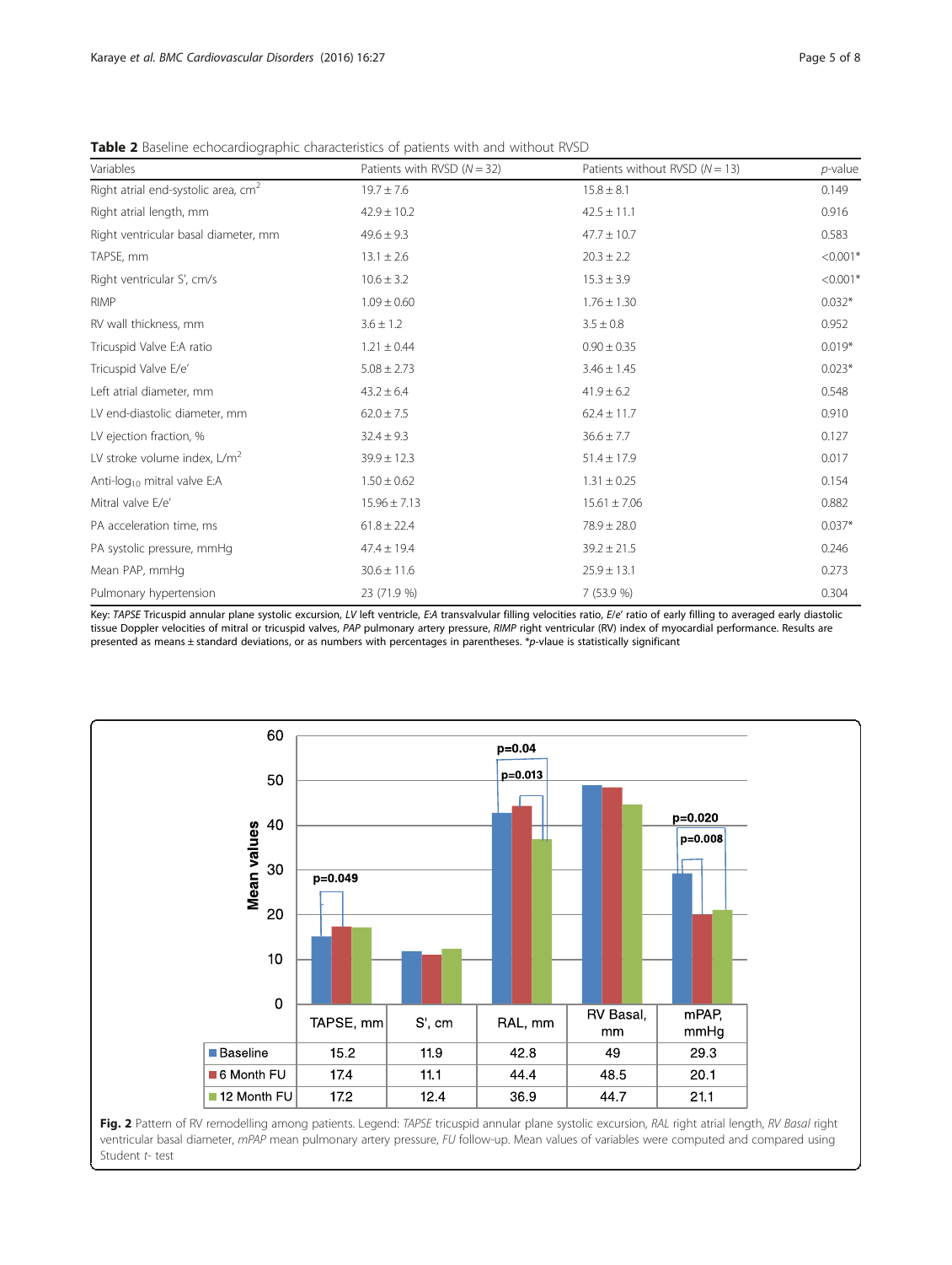**Table 2** Baseline echocardiographic characteristics of patients with and without RVSD

| Variables | Patients with RVSD ($N = 32$) | Patients without RVSD ($N = 13$) | *p*-value |
|---|---|---|---|
| Right atrial end-systolic area, $cm^2$ | 19.7 ± 7.6 | 15.8 ± 8.1 | 0.149 |
| Right atrial length, mm | 42.9 ± 10.2 | 42.5 ± 11.1 | 0.916 |
| Right ventricular basal diameter, mm | 49.6 ± 9.3 | 47.7 ± 10.7 | 0.583 |
| TAPSE, mm | 13.1 ± 2.6 | 20.3 ± 2.2 | <0.001* |
| Right ventricular S', cm/s | 10.6 ± 3.2 | 15.3 ± 3.9 | <0.001* |
| RIMP | 1.09 ± 0.60 | 1.76 ± 1.30 | 0.032* |
| RV wall thickness, mm | 3.6 ± 1.2 | 3.5 ± 0.8 | 0.952 |
| Tricuspid Valve E:A ratio | 1.21 ± 0.44 | 0.90 ± 0.35 | 0.019* |
| Tricuspid Valve E/e' | 5.08 ± 2.73 | 3.46 ± 1.45 | 0.023* |
| Left atrial diameter, mm | 43.2 ± 6.4 | 41.9 ± 6.2 | 0.548 |
| LV end-diastolic diameter, mm | 62.0 ± 7.5 | 62.4 ± 11.7 | 0.910 |
| LV ejection fraction, % | 32.4 ± 9.3 | 36.6 ± 7.7 | 0.127 |
| LV stroke volume index, $L/m^2$ | 39.9 ± 12.3 | 51.4 ± 17.9 | 0.017 |
| Anti-$log_{10}$ mitral valve E:A | 1.50 ± 0.62 | 1.31 ± 0.25 | 0.154 |
| Mitral valve E/e' | 15.96 ± 7.13 | 15.61 ± 7.06 | 0.882 |
| PA acceleration time, ms | 61.8 ± 22.4 | 78.9 ± 28.0 | 0.037* |
| PA systolic pressure, mmHg | 47.4 ± 19.4 | 39.2 ± 21.5 | 0.246 |
| Mean PAP, mmHg | 30.6 ± 11.6 | 25.9 ± 13.1 | 0.273 |
| Pulmonary hypertension | 23 (71.9 %) | 7 (53.9 %) | 0.304 |

Key: *TAPSE* Tricuspid annular plane systolic excursion, *LV* left ventricle, *E:A* transvalvular filling velocities ratio, *E/e'* ratio of early filling to averaged early diastolic tissue Doppler velocities of mitral or tricuspid valves, *PAP* pulmonary artery pressure, *RIMP* right ventricular (RV) index of myocardial performance. Results are presented as means ± standard deviations, or as numbers with percentages in parentheses. \**p*-vlaue is statistically significant

|  | TAPSE, mm | S', cm | RAL, mm | RV Basal, mm | mPAP, mmHg |
|---|---|---|---|---|---|
| Baseline | 15.2 | 11.9 | 42.8 | 49 | 29.3 |
| 6 Month FU | 17.4 | 11.1 | 44.4 | 48.5 | 20.1 |
| 12 Month FU | 17.2 | 12.4 | 36.9 | 44.7 | 21.1 |

**Fig. 2** Pattern of RV remodelling among patients. Legend: *TAPSE* tricuspid annular plane systolic excursion, *RAL* right atrial length, *RV Basal* right ventricular basal diameter, *mPAP* mean pulmonary artery pressure, *FU* follow-up. Mean values of variables were computed and compared using Student *t*- test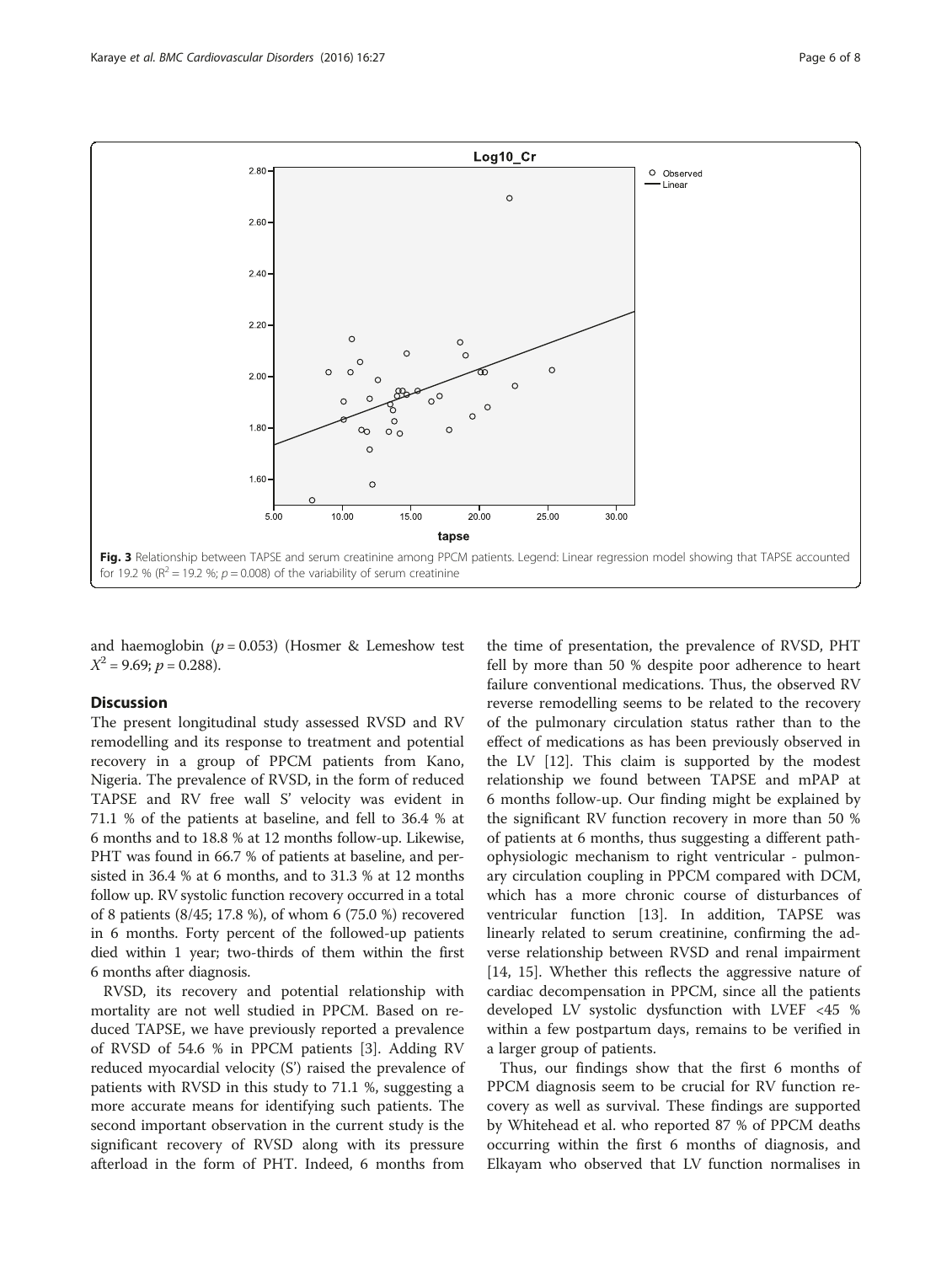**Fig. 3** Relationship between TAPSE and serum creatinine among PPCM patients. Legend: Linear regression model showing that TAPSE accounted for 19.2 % ($R^2$ = 19.2 %; $p$ = 0.008) of the variability of serum creatinine

and haemoglobin ($p$ = 0.053) (Hosmer & Lemeshow test $X^2$ = 9.69; $p$ = 0.288).

## Discussion

The present longitudinal study assessed RVSD and RV remodelling and its response to treatment and potential recovery in a group of PPCM patients from Kano, Nigeria. The prevalence of RVSD, in the form of reduced TAPSE and RV free wall S' velocity was evident in 71.1 % of the patients at baseline, and fell to 36.4 % at 6 months and to 18.8 % at 12 months follow-up. Likewise, PHT was found in 66.7 % of patients at baseline, and persisted in 36.4 % at 6 months, and to 31.3 % at 12 months follow up. RV systolic function recovery occurred in a total of 8 patients (8/45; 17.8 %), of whom 6 (75.0 %) recovered in 6 months. Forty percent of the followed-up patients died within 1 year; two-thirds of them within the first 6 months after diagnosis.

RVSD, its recovery and potential relationship with mortality are not well studied in PPCM. Based on reduced TAPSE, we have previously reported a prevalence of RVSD of 54.6 % in PPCM patients [3]. Adding RV reduced myocardial velocity (S') raised the prevalence of patients with RVSD in this study to 71.1 %, suggesting a more accurate means for identifying such patients. The second important observation in the current study is the significant recovery of RVSD along with its pressure afterload in the form of PHT. Indeed, 6 months from the time of presentation, the prevalence of RVSD, PHT fell by more than 50 % despite poor adherence to heart failure conventional medications. Thus, the observed RV reverse remodelling seems to be related to the recovery of the pulmonary circulation status rather than to the effect of medications as has been previously observed in the LV [12]. This claim is supported by the modest relationship we found between TAPSE and mPAP at 6 months follow-up. Our finding might be explained by the significant RV function recovery in more than 50 % of patients at 6 months, thus suggesting a different pathophysiologic mechanism to right ventricular - pulmonary circulation coupling in PPCM compared with DCM, which has a more chronic course of disturbances of ventricular function [13]. In addition, TAPSE was linearly related to serum creatinine, confirming the adverse relationship between RVSD and renal impairment [14, 15]. Whether this reflects the aggressive nature of cardiac decompensation in PPCM, since all the patients developed LV systolic dysfunction with LVEF <45 % within a few postpartum days, remains to be verified in a larger group of patients.

Thus, our findings show that the first 6 months of PPCM diagnosis seem to be crucial for RV function recovery as well as survival. These findings are supported by Whitehead et al. who reported 87 % of PPCM deaths occurring within the first 6 months of diagnosis, and Elkayam who observed that LV function normalises in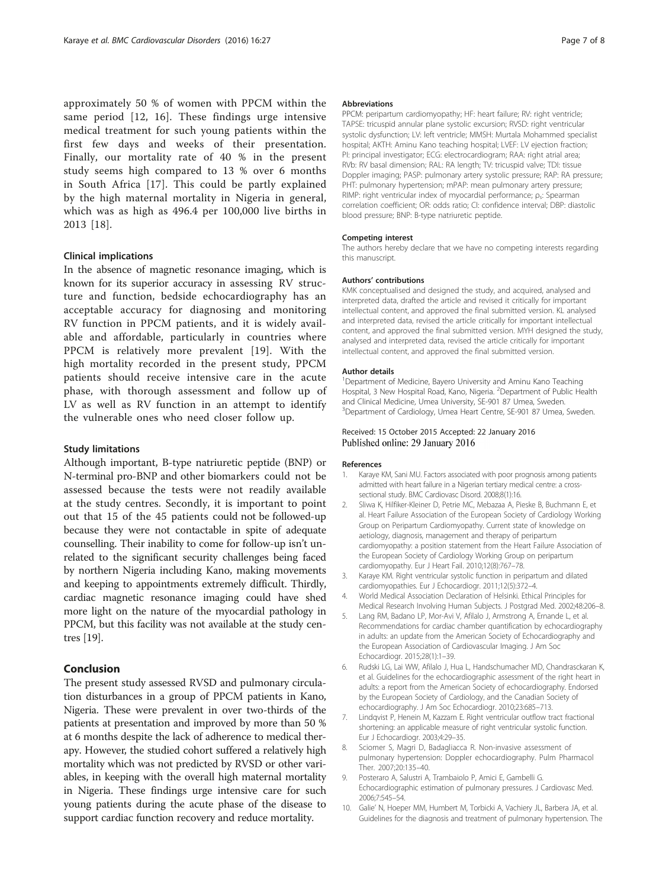approximately 50 % of women with PPCM within the same period [12, 16]. These findings urge intensive medical treatment for such young patients within the first few days and weeks of their presentation. Finally, our mortality rate of 40 % in the present study seems high compared to 13 % over 6 months in South Africa [17]. This could be partly explained by the high maternal mortality in Nigeria in general, which was as high as 496.4 per 100,000 live births in 2013 [18].

### Clinical implications

In the absence of magnetic resonance imaging, which is known for its superior accuracy in assessing RV structure and function, bedside echocardiography has an acceptable accuracy for diagnosing and monitoring RV function in PPCM patients, and it is widely available and affordable, particularly in countries where PPCM is relatively more prevalent [19]. With the high mortality recorded in the present study, PPCM patients should receive intensive care in the acute phase, with thorough assessment and follow up of LV as well as RV function in an attempt to identify the vulnerable ones who need closer follow up.

### Study limitations

Although important, B-type natriuretic peptide (BNP) or N-terminal pro-BNP and other biomarkers could not be assessed because the tests were not readily available at the study centres. Secondly, it is important to point out that 15 of the 45 patients could not be followed-up because they were not contactable in spite of adequate counselling. Their inability to come for follow-up isn't unrelated to the significant security challenges being faced by northern Nigeria including Kano, making movements and keeping to appointments extremely difficult. Thirdly, cardiac magnetic resonance imaging could have shed more light on the nature of the myocardial pathology in PPCM, but this facility was not available at the study centres [19].

## Conclusion

The present study assessed RVSD and pulmonary circulation disturbances in a group of PPCM patients in Kano, Nigeria. These were prevalent in over two-thirds of the patients at presentation and improved by more than 50 % at 6 months despite the lack of adherence to medical therapy. However, the studied cohort suffered a relatively high mortality which was not predicted by RVSD or other variables, in keeping with the overall high maternal mortality in Nigeria. These findings urge intensive care for such young patients during the acute phase of the disease to support cardiac function recovery and reduce mortality.

#### Abbreviations

PPCM: peripartum cardiomyopathy; HF: heart failure; RV: right ventricle; TAPSE: tricuspid annular plane systolic excursion; RVSD: right ventricular systolic dysfunction; LV: left ventricle; MMSH: Murtala Mohammed specialist hospital; AKTH: Aminu Kano teaching hospital; LVEF: LV ejection fraction; PI: principal investigator; ECG: electrocardiogram; RAA: right atrial area; RVb: RV basal dimension; RAL: RA length; TV: tricuspid valve; TDI: tissue Doppler imaging; PASP: pulmonary artery systolic pressure; RAP: RA pressure; PHT: pulmonary hypertension; mPAP: mean pulmonary artery pressure; RIMP: right ventricular index of myocardial performance; $\rho_s$: Spearman correlation coefficient; OR: odds ratio; CI: confidence interval; DBP: diastolic blood pressure; BNP: B-type natriuretic peptide.

#### Competing interest

The authors hereby declare that we have no competing interests regarding this manuscript.

#### Authors' contributions

KMK conceptualised and designed the study, and acquired, analysed and interpreted data, drafted the article and revised it critically for important intellectual content, and approved the final submitted version. KL analysed and interpreted data, revised the article critically for important intellectual content, and approved the final submitted version. MYH designed the study, analysed and interpreted data, revised the article critically for important intellectual content, and approved the final submitted version.

#### Author details

[1]Department of Medicine, Bayero University and Aminu Kano Teaching Hospital, 3 New Hospital Road, Kano, Nigeria. [2]Department of Public Health and Clinical Medicine, Umea University, SE-901 87 Umea, Sweden. [3]Department of Cardiology, Umea Heart Centre, SE-901 87 Umea, Sweden.

Received: 15 October 2015 Accepted: 22 January 2016
Published online: 29 January 2016

#### References

1. Karaye KM, Sani MU. Factors associated with poor prognosis among patients admitted with heart failure in a Nigerian tertiary medical centre: a cross-sectional study. BMC Cardiovasc Disord. 2008;8(1):16.
2. Sliwa K, Hilfiker-Kleiner D, Petrie MC, Mebazaa A, Pieske B, Buchmann E, et al. Heart Failure Association of the European Society of Cardiology Working Group on Peripartum Cardiomyopathy. Current state of knowledge on aetiology, diagnosis, management and therapy of peripartum cardiomyopathy: a position statement from the Heart Failure Association of the European Society of Cardiology Working Group on peripartum cardiomyopathy. Eur J Heart Fail. 2010;12(8):767–78.
3. Karaye KM. Right ventricular systolic function in peripartum and dilated cardiomyopathies. Eur J Echocardiogr. 2011;12(5):372–4.
4. World Medical Association Declaration of Helsinki. Ethical Principles for Medical Research Involving Human Subjects. J Postgrad Med. 2002;48:206–8.
5. Lang RM, Badano LP, Mor-Avi V, Afilalo J, Armstrong A, Ernande L, et al. Recommendations for cardiac chamber quantification by echocardiography in adults: an update from the American Society of Echocardiography and the European Association of Cardiovascular Imaging. J Am Soc Echocardiogr. 2015;28(1):1–39.
6. Rudski LG, Lai WW, Afilalo J, Hua L, Handschumacher MD, Chandrasckaran K, et al. Guidelines for the echocardiographic assessment of the right heart in adults: a report from the American Society of echocardiography. Endorsed by the European Society of Cardiology, and the Canadian Society of echocardiography. J Am Soc Echocardiogr. 2010;23:685–713.
7. Lindqvist P, Henein M, Kazzam E. Right ventricular outflow tract fractional shortening: an applicable measure of right ventricular systolic function. Eur J Echocardiogr. 2003;4:29–35.
8. Sciomer S, Magri D, Badagliacca R. Non-invasive assessment of pulmonary hypertension: Doppler echocardiography. Pulm Pharmacol Ther. 2007;20:135–40.
9. Posteraro A, Salustri A, Trambaiolo P, Amici E, Gambelli G. Echocardiographic estimation of pulmonary pressures. J Cardiovasc Med. 2006;7:545–54.
10. Galie' N, Hoeper MM, Humbert M, Torbicki A, Vachiery JL, Barbera JA, et al. Guidelines for the diagnosis and treatment of pulmonary hypertension. The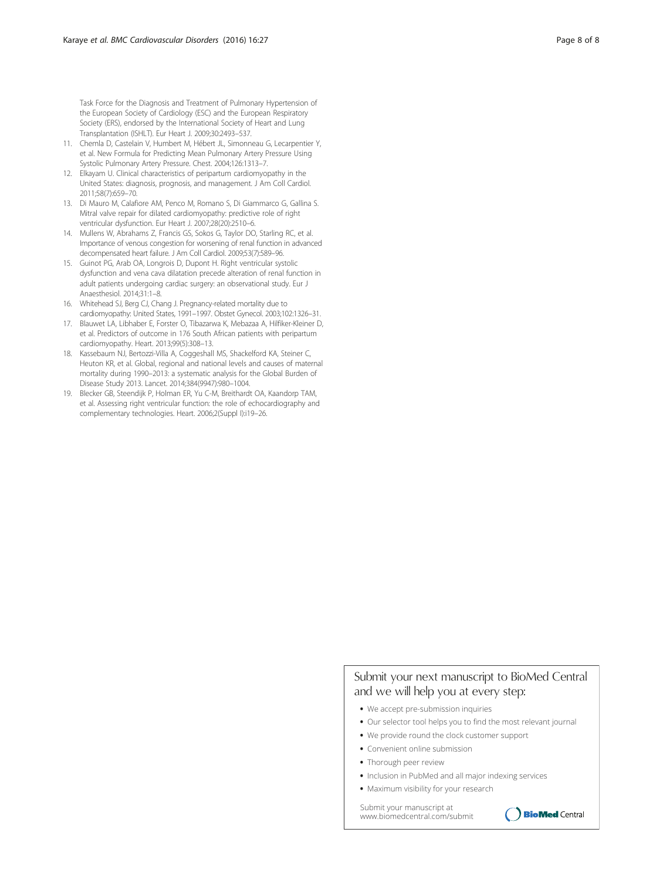Task Force for the Diagnosis and Treatment of Pulmonary Hypertension of the European Society of Cardiology (ESC) and the European Respiratory Society (ERS), endorsed by the International Society of Heart and Lung Transplantation (ISHLT). Eur Heart J. 2009;30:2493–537.

11. Chemla D, Castelain V, Humbert M, Hébert JL, Simonneau G, Lecarpentier Y, et al. New Formula for Predicting Mean Pulmonary Artery Pressure Using Systolic Pulmonary Artery Pressure. Chest. 2004;126:1313–7.
12. Elkayam U. Clinical characteristics of peripartum cardiomyopathy in the United States: diagnosis, prognosis, and management. J Am Coll Cardiol. 2011;58(7):659–70.
13. Di Mauro M, Calafiore AM, Penco M, Romano S, Di Giammarco G, Gallina S. Mitral valve repair for dilated cardiomyopathy: predictive role of right ventricular dysfunction. Eur Heart J. 2007;28(20):2510–6.
14. Mullens W, Abrahams Z, Francis GS, Sokos G, Taylor DO, Starling RC, et al. Importance of venous congestion for worsening of renal function in advanced decompensated heart failure. J Am Coll Cardiol. 2009;53(7):589–96.
15. Guinot PG, Arab OA, Longrois D, Dupont H. Right ventricular systolic dysfunction and vena cava dilatation precede alteration of renal function in adult patients undergoing cardiac surgery: an observational study. Eur J Anaesthesiol. 2014;31:1–8.
16. Whitehead SJ, Berg CJ, Chang J. Pregnancy-related mortality due to cardiomyopathy: United States, 1991–1997. Obstet Gynecol. 2003;102:1326–31.
17. Blauwet LA, Libhaber E, Forster O, Tibazarwa K, Mebazaa A, Hilfiker-Kleiner D, et al. Predictors of outcome in 176 South African patients with peripartum cardiomyopathy. Heart. 2013;99(5):308–13.
18. Kassebaum NJ, Bertozzi-Villa A, Coggeshall MS, Shackelford KA, Steiner C, Heuton KR, et al. Global, regional and national levels and causes of maternal mortality during 1990–2013: a systematic analysis for the Global Burden of Disease Study 2013. Lancet. 2014;384(9947):980–1004.
19. Blecker GB, Steendijk P, Holman ER, Yu C-M, Breithardt OA, Kaandorp TAM, et al. Assessing right ventricular function: the role of echocardiography and complementary technologies. Heart. 2006;2(Suppl I):i19–26.

Submit your next manuscript to BioMed Central and we will help you at every step:

- We accept pre-submission inquiries
- Our selector tool helps you to find the most relevant journal
- We provide round the clock customer support
- Convenient online submission
- Thorough peer review
- Inclusion in PubMed and all major indexing services
- Maximum visibility for your research

Submit your manuscript at www.biomedcentral.com/submit

BioMed Central